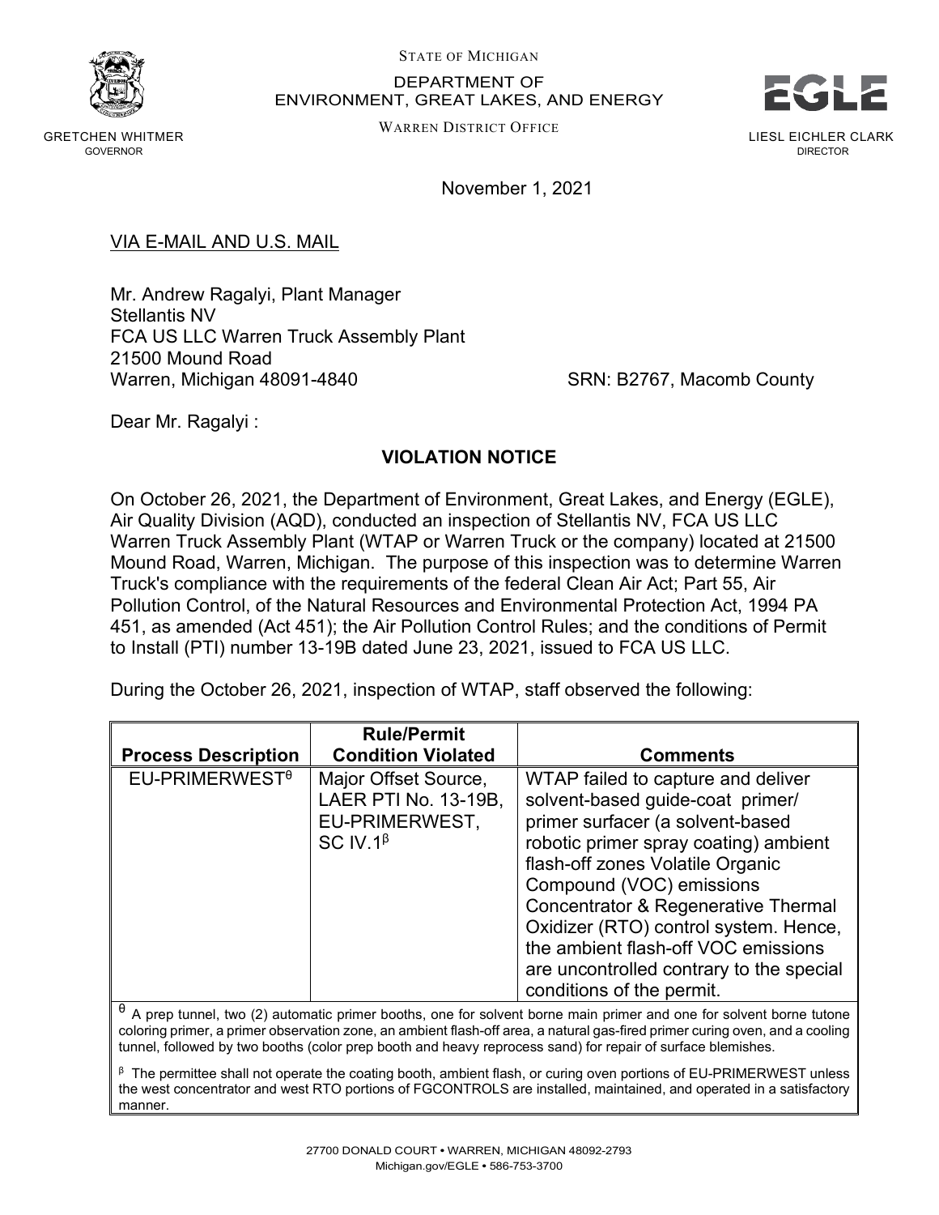STATE OF MICHIGAN

DEPARTMENT OF
ENVIRONMENT, GREAT LAKES, AND ENERGY

WARREN DISTRICT OFFICE

GRETCHEN WHITMER
GOVERNOR

EGLE

LIESL EICHLER CLARK
DIRECTOR

November 1, 2021

VIA E-MAIL AND U.S. MAIL

Mr. Andrew Ragalyi, Plant Manager
Stellantis NV
FCA US LLC Warren Truck Assembly Plant
21500 Mound Road
Warren, Michigan 48091-4840

SRN: B2767, Macomb County

Dear Mr. Ragalyi :

## VIOLATION NOTICE

On October 26, 2021, the Department of Environment, Great Lakes, and Energy (EGLE), Air Quality Division (AQD), conducted an inspection of Stellantis NV, FCA US LLC Warren Truck Assembly Plant (WTAP or Warren Truck or the company) located at 21500 Mound Road, Warren, Michigan. The purpose of this inspection was to determine Warren Truck's compliance with the requirements of the federal Clean Air Act; Part 55, Air Pollution Control, of the Natural Resources and Environmental Protection Act, 1994 PA 451, as amended (Act 451); the Air Pollution Control Rules; and the conditions of Permit to Install (PTI) number 13-19B dated June 23, 2021, issued to FCA US LLC.

During the October 26, 2021, inspection of WTAP, staff observed the following:

| Process Description | Rule/Permit Condition Violated | Comments |
|---|---|---|
| EU-PRIMERWEST[θ] | Major Offset Source, LAER PTI No. 13-19B, EU-PRIMERWEST, SC IV.1[β] | WTAP failed to capture and deliver solvent-based guide-coat primer/ primer surfacer (a solvent-based robotic primer spray coating) ambient flash-off zones Volatile Organic Compound (VOC) emissions Concentrator & Regenerative Thermal Oxidizer (RTO) control system. Hence, the ambient flash-off VOC emissions are uncontrolled contrary to the special conditions of the permit. |

[θ] A prep tunnel, two (2) automatic primer booths, one for solvent borne main primer and one for solvent borne tutone coloring primer, a primer observation zone, an ambient flash-off area, a natural gas-fired primer curing oven, and a cooling tunnel, followed by two booths (color prep booth and heavy reprocess sand) for repair of surface blemishes.

[β] The permittee shall not operate the coating booth, ambient flash, or curing oven portions of EU-PRIMERWEST unless the west concentrator and west RTO portions of FGCONTROLS are installed, maintained, and operated in a satisfactory manner.

27700 DONALD COURT • WARREN, MICHIGAN 48092-2793
Michigan.gov/EGLE • 586-753-3700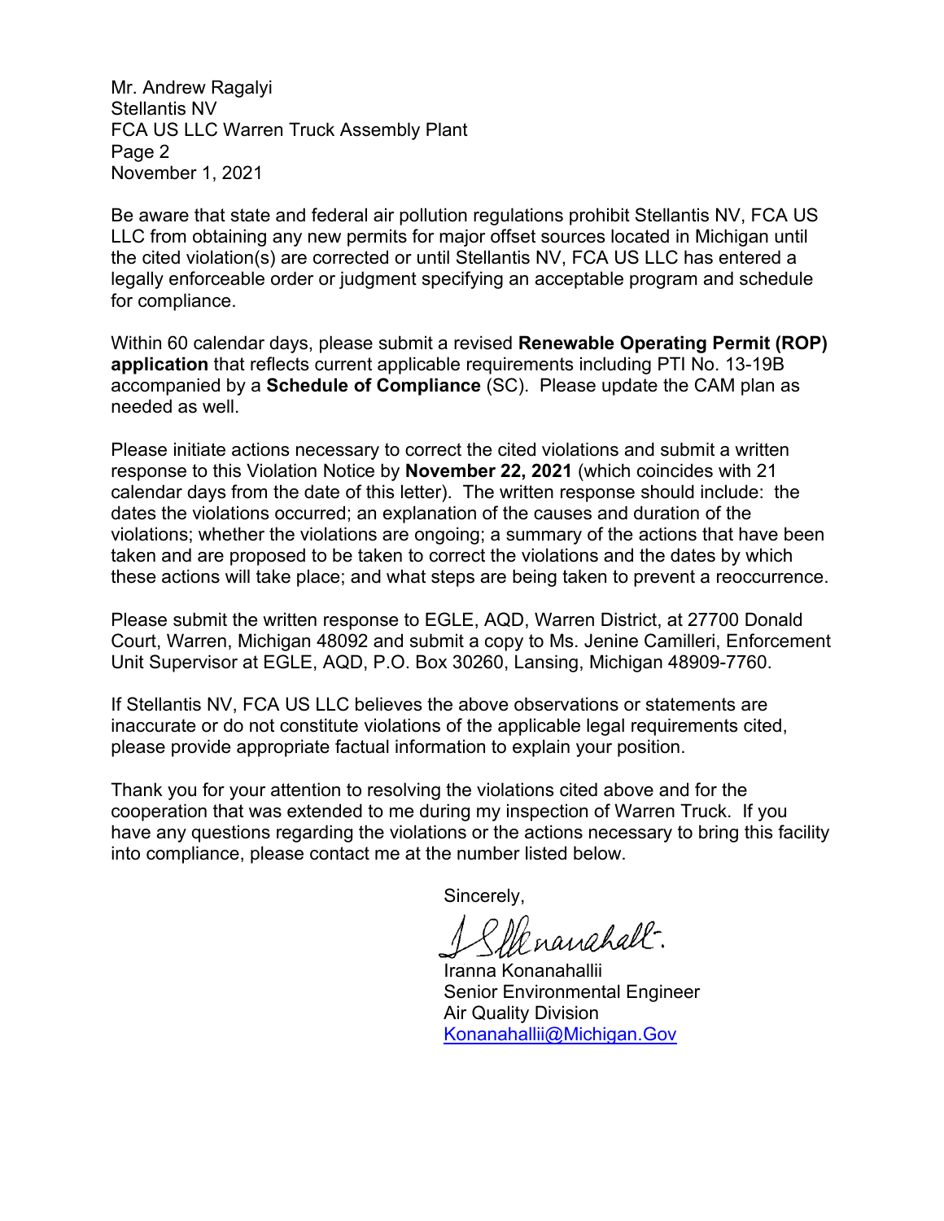Mr. Andrew Ragalyi
Stellantis NV
FCA US LLC Warren Truck Assembly Plant
Page 2
November 1, 2021

Be aware that state and federal air pollution regulations prohibit Stellantis NV, FCA US LLC from obtaining any new permits for major offset sources located in Michigan until the cited violation(s) are corrected or until Stellantis NV, FCA US LLC has entered a legally enforceable order or judgment specifying an acceptable program and schedule for compliance.

Within 60 calendar days, please submit a revised **Renewable Operating Permit (ROP) application** that reflects current applicable requirements including PTI No. 13-19B accompanied by a **Schedule of Compliance** (SC). Please update the CAM plan as needed as well.

Please initiate actions necessary to correct the cited violations and submit a written response to this Violation Notice by **November 22, 2021** (which coincides with 21 calendar days from the date of this letter). The written response should include: the dates the violations occurred; an explanation of the causes and duration of the violations; whether the violations are ongoing; a summary of the actions that have been taken and are proposed to be taken to correct the violations and the dates by which these actions will take place; and what steps are being taken to prevent a reoccurrence.

Please submit the written response to EGLE, AQD, Warren District, at 27700 Donald Court, Warren, Michigan 48092 and submit a copy to Ms. Jenine Camilleri, Enforcement Unit Supervisor at EGLE, AQD, P.O. Box 30260, Lansing, Michigan 48909-7760.

If Stellantis NV, FCA US LLC believes the above observations or statements are inaccurate or do not constitute violations of the applicable legal requirements cited, please provide appropriate factual information to explain your position.

Thank you for your attention to resolving the violations cited above and for the cooperation that was extended to me during my inspection of Warren Truck. If you have any questions regarding the violations or the actions necessary to bring this facility into compliance, please contact me at the number listed below.

Sincerely,

Iranna Konanahallii
Senior Environmental Engineer
Air Quality Division
Konanahallii@Michigan.Gov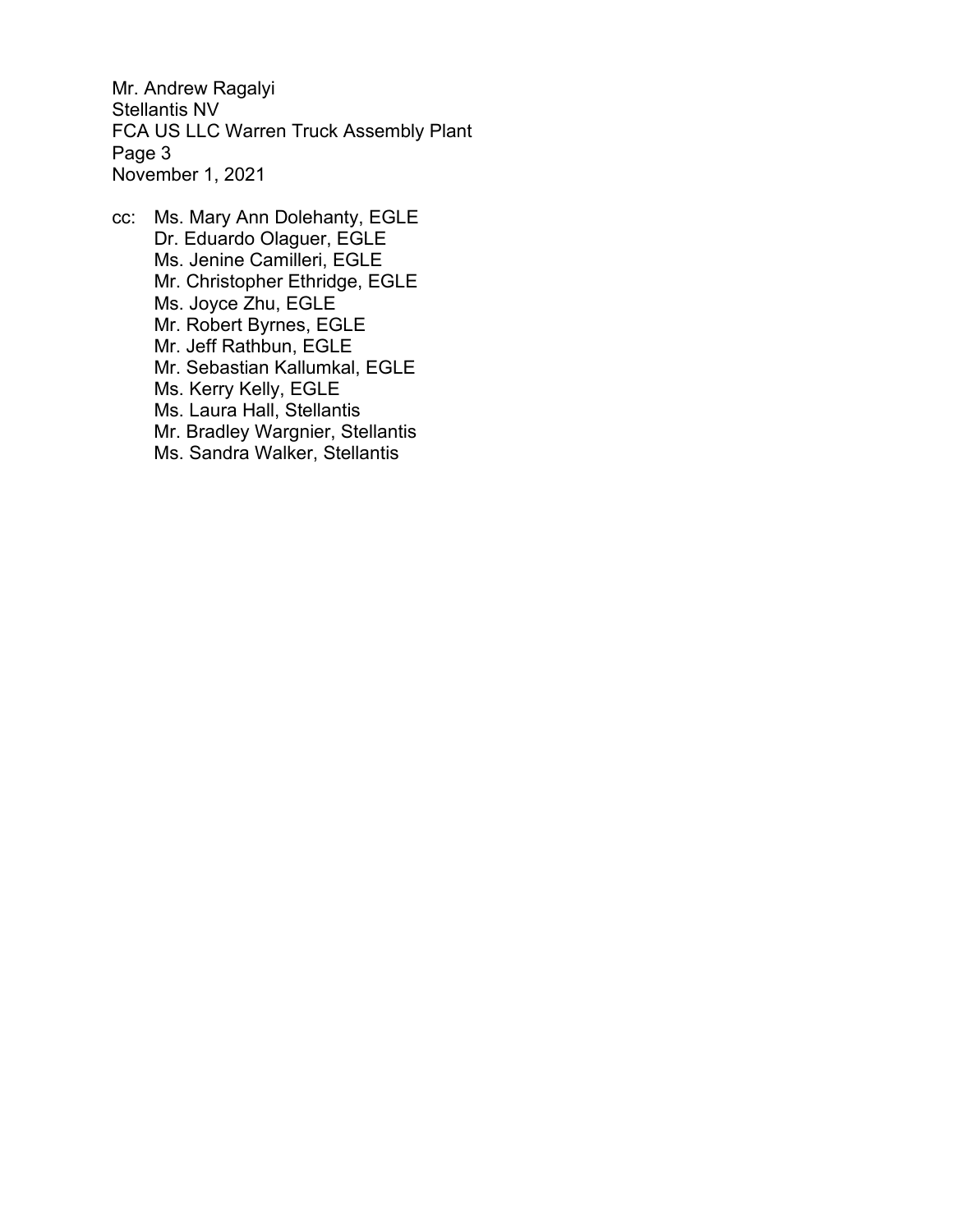Mr. Andrew Ragalyi
Stellantis NV
FCA US LLC Warren Truck Assembly Plant
Page 3
November 1, 2021

cc: Ms. Mary Ann Dolehanty, EGLE
Dr. Eduardo Olaguer, EGLE
Ms. Jenine Camilleri, EGLE
Mr. Christopher Ethridge, EGLE
Ms. Joyce Zhu, EGLE
Mr. Robert Byrnes, EGLE
Mr. Jeff Rathbun, EGLE
Mr. Sebastian Kallumkal, EGLE
Ms. Kerry Kelly, EGLE
Ms. Laura Hall, Stellantis
Mr. Bradley Wargnier, Stellantis
Ms. Sandra Walker, Stellantis